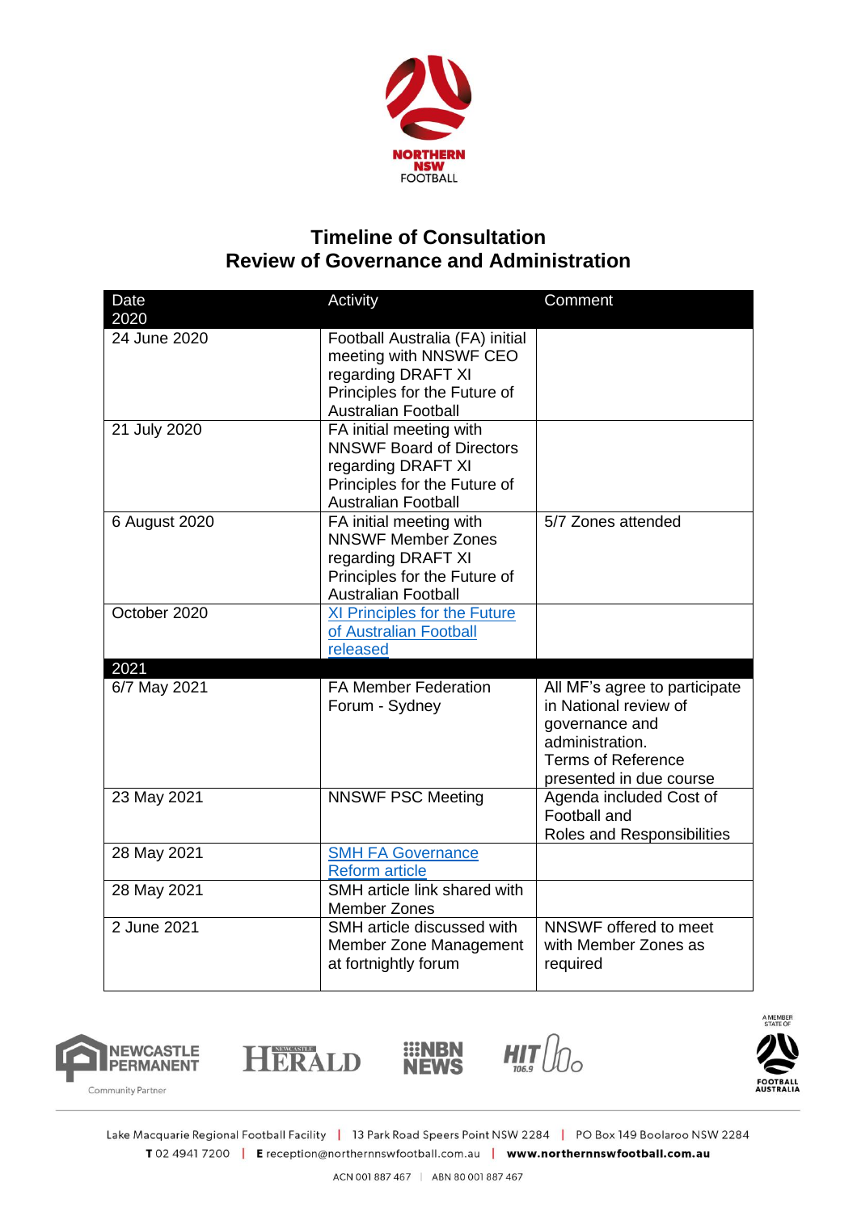# Timeline of Consultation
# Review of Governance and Administration

| Date 2020 | Activity | Comment |
|---|---|---|
| 24 June 2020 | Football Australia (FA) initial meeting with NNSWF CEO regarding DRAFT XI Principles for the Future of Australian Football | |
| 21 July 2020 | FA initial meeting with NNSWF Board of Directors regarding DRAFT XI Principles for the Future of Australian Football | |
| 6 August 2020 | FA initial meeting with NNSWF Member Zones regarding DRAFT XI Principles for the Future of Australian Football | 5/7 Zones attended |
| October 2020 | XI Principles for the Future of Australian Football released | |
| **2021** | | |
| 6/7 May 2021 | FA Member Federation Forum - Sydney | All MF's agree to participate in National review of governance and administration. Terms of Reference presented in due course |
| 23 May 2021 | NNSWF PSC Meeting | Agenda included Cost of Football and Roles and Responsibilities |
| 28 May 2021 | SMH FA Governance Reform article | |
| 28 May 2021 | SMH article link shared with Member Zones | |
| 2 June 2021 | SMH article discussed with Member Zone Management at fortnightly forum | NNSWF offered to meet with Member Zones as required |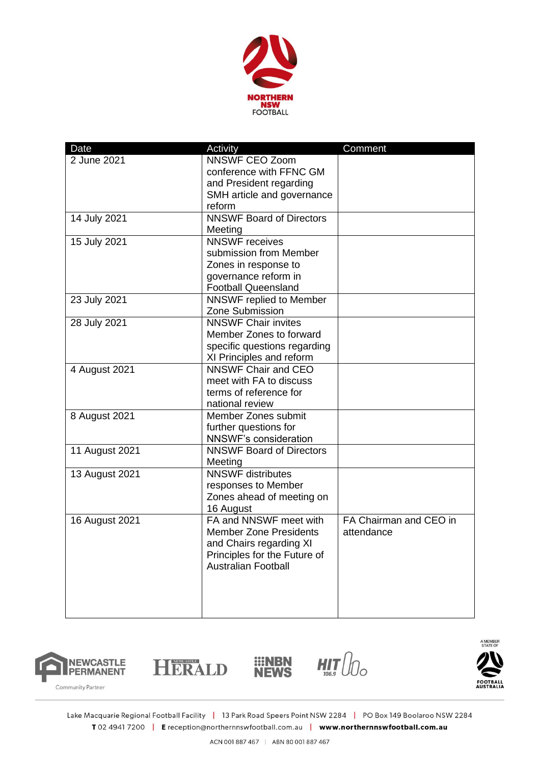| Date | Activity | Comment |
|---|---|---|
| 2 June 2021 | NNSWF CEO Zoom conference with FFNC GM and President regarding SMH article and governance reform | |
| 14 July 2021 | NNSWF Board of Directors Meeting | |
| 15 July 2021 | NNSWF receives submission from Member Zones in response to governance reform in Football Queensland | |
| 23 July 2021 | NNSWF replied to Member Zone Submission | |
| 28 July 2021 | NNSWF Chair invites Member Zones to forward specific questions regarding XI Principles and reform | |
| 4 August 2021 | NNSWF Chair and CEO meet with FA to discuss terms of reference for national review | |
| 8 August 2021 | Member Zones submit further questions for NNSWF's consideration | |
| 11 August 2021 | NNSWF Board of Directors Meeting | |
| 13 August 2021 | NNSWF distributes responses to Member Zones ahead of meeting on 16 August | |
| 16 August 2021 | FA and NNSWF meet with Member Zone Presidents and Chairs regarding XI Principles for the Future of Australian Football | FA Chairman and CEO in attendance |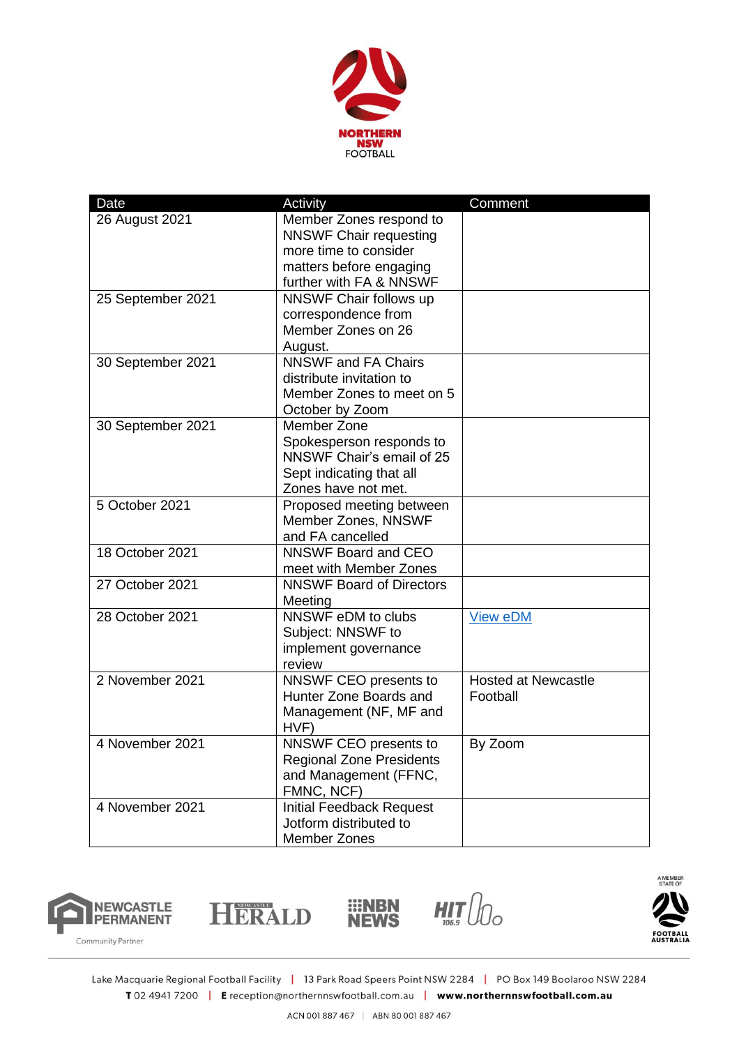| Date | Activity | Comment |
|---|---|---|
| 26 August 2021 | Member Zones respond to NNSWF Chair requesting more time to consider matters before engaging further with FA & NNSWF | |
| 25 September 2021 | NNSWF Chair follows up correspondence from Member Zones on 26 August. | |
| 30 September 2021 | NNSWF and FA Chairs distribute invitation to Member Zones to meet on 5 October by Zoom | |
| 30 September 2021 | Member Zone Spokesperson responds to NNSWF Chair's email of 25 Sept indicating that all Zones have not met. | |
| 5 October 2021 | Proposed meeting between Member Zones, NNSWF and FA cancelled | |
| 18 October 2021 | NNSWF Board and CEO meet with Member Zones | |
| 27 October 2021 | NNSWF Board of Directors Meeting | |
| 28 October 2021 | NNSWF eDM to clubs Subject: NNSWF to implement governance review | View eDM |
| 2 November 2021 | NNSWF CEO presents to Hunter Zone Boards and Management (NF, MF and HVF) | Hosted at Newcastle Football |
| 4 November 2021 | NNSWF CEO presents to Regional Zone Presidents and Management (FFNC, FMNC, NCF) | By Zoom |
| 4 November 2021 | Initial Feedback Request Jotform distributed to Member Zones | |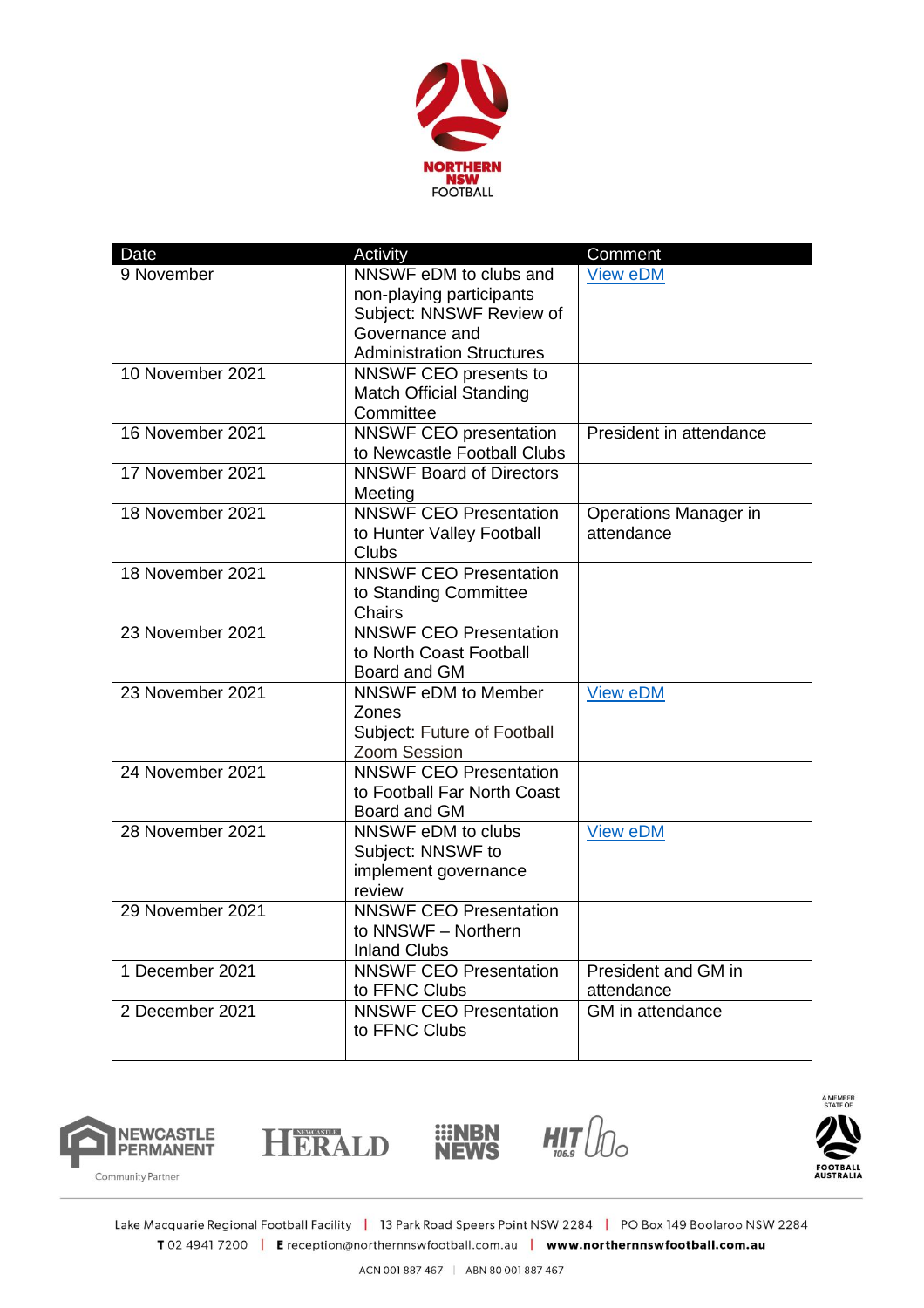| Date | Activity | Comment |
| --- | --- | --- |
| 9 November | NNSWF eDM to clubs and non-playing participants<br>Subject: NNSWF Review of Governance and Administration Structures | View eDM |
| 10 November 2021 | NNSWF CEO presents to Match Official Standing Committee | |
| 16 November 2021 | NNSWF CEO presentation to Newcastle Football Clubs | President in attendance |
| 17 November 2021 | NNSWF Board of Directors Meeting | |
| 18 November 2021 | NNSWF CEO Presentation to Hunter Valley Football Clubs | Operations Manager in attendance |
| 18 November 2021 | NNSWF CEO Presentation to Standing Committee Chairs | |
| 23 November 2021 | NNSWF CEO Presentation to North Coast Football Board and GM | |
| 23 November 2021 | NNSWF eDM to Member Zones<br>Subject: Future of Football Zoom Session | View eDM |
| 24 November 2021 | NNSWF CEO Presentation to Football Far North Coast Board and GM | |
| 28 November 2021 | NNSWF eDM to clubs<br>Subject: NNSWF to implement governance review | View eDM |
| 29 November 2021 | NNSWF CEO Presentation to NNSWF – Northern Inland Clubs | |
| 1 December 2021 | NNSWF CEO Presentation to FFNC Clubs | President and GM in attendance |
| 2 December 2021 | NNSWF CEO Presentation to FFNC Clubs | GM in attendance |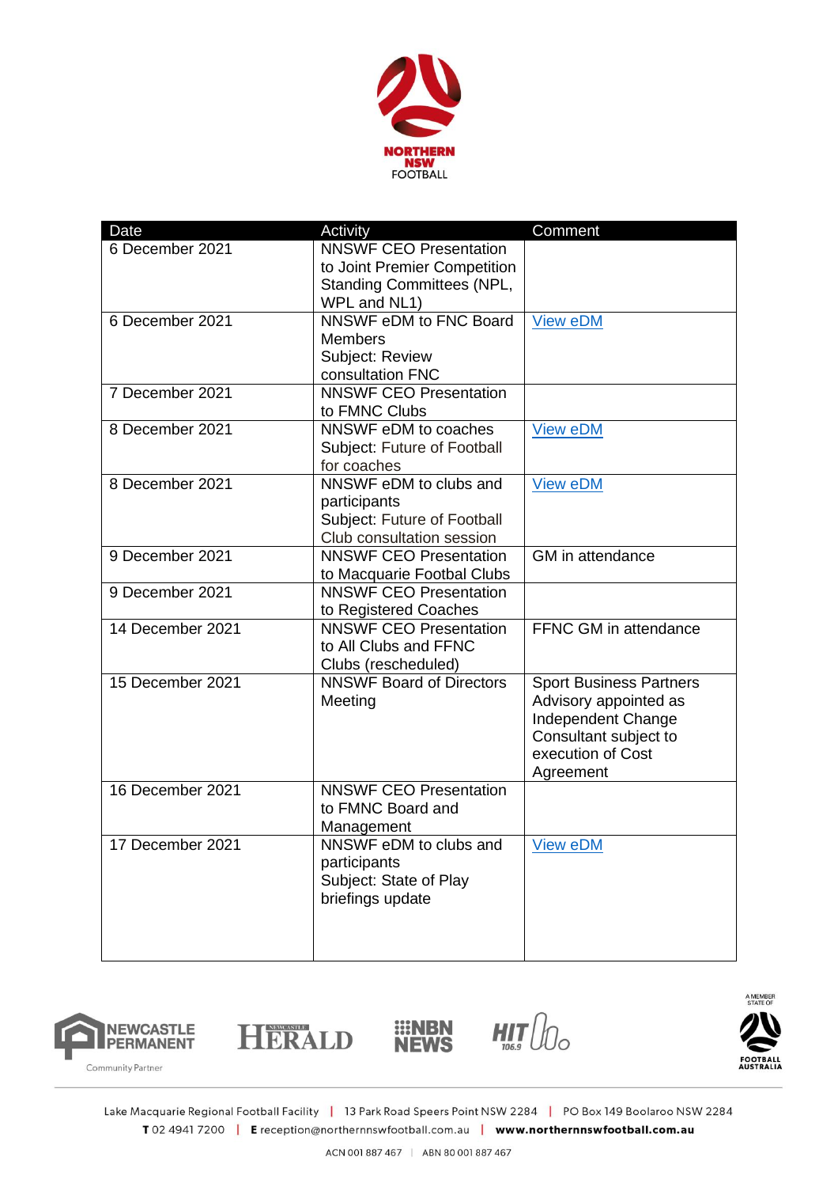| Date | Activity | Comment |
|---|---|---|
| 6 December 2021 | NNSWF CEO Presentation to Joint Premier Competition Standing Committees (NPL, WPL and NL1) | |
| 6 December 2021 | NNSWF eDM to FNC Board Members Subject: Review consultation FNC | View eDM |
| 7 December 2021 | NNSWF CEO Presentation to FMNC Clubs | |
| 8 December 2021 | NNSWF eDM to coaches Subject: Future of Football for coaches | View eDM |
| 8 December 2021 | NNSWF eDM to clubs and participants Subject: Future of Football Club consultation session | View eDM |
| 9 December 2021 | NNSWF CEO Presentation to Macquarie Footbal Clubs | GM in attendance |
| 9 December 2021 | NNSWF CEO Presentation to Registered Coaches | |
| 14 December 2021 | NNSWF CEO Presentation to All Clubs and FFNC Clubs (rescheduled) | FFNC GM in attendance |
| 15 December 2021 | NNSWF Board of Directors Meeting | Sport Business Partners Advisory appointed as Independent Change Consultant subject to execution of Cost Agreement |
| 16 December 2021 | NNSWF CEO Presentation to FMNC Board and Management | |
| 17 December 2021 | NNSWF eDM to clubs and participants Subject: State of Play briefings update | View eDM |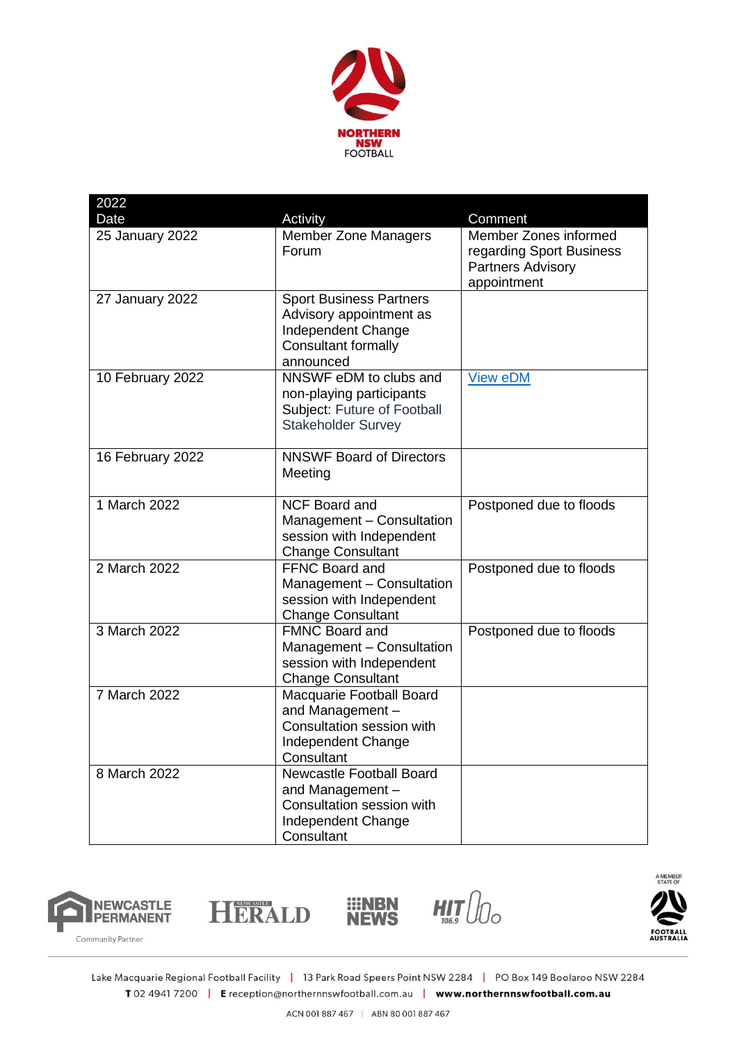| 2022 Date | Activity | Comment |
|---|---|---|
| 25 January 2022 | Member Zone Managers Forum | Member Zones informed regarding Sport Business Partners Advisory appointment |
| 27 January 2022 | Sport Business Partners Advisory appointment as Independent Change Consultant formally announced | |
| 10 February 2022 | NNSWF eDM to clubs and non-playing participants Subject: Future of Football Stakeholder Survey | View eDM |
| 16 February 2022 | NNSWF Board of Directors Meeting | |
| 1 March 2022 | NCF Board and Management – Consultation session with Independent Change Consultant | Postponed due to floods |
| 2 March 2022 | FFNC Board and Management – Consultation session with Independent Change Consultant | Postponed due to floods |
| 3 March 2022 | FMNC Board and Management – Consultation session with Independent Change Consultant | Postponed due to floods |
| 7 March 2022 | Macquarie Football Board and Management – Consultation session with Independent Change Consultant | |
| 8 March 2022 | Newcastle Football Board and Management – Consultation session with Independent Change Consultant | |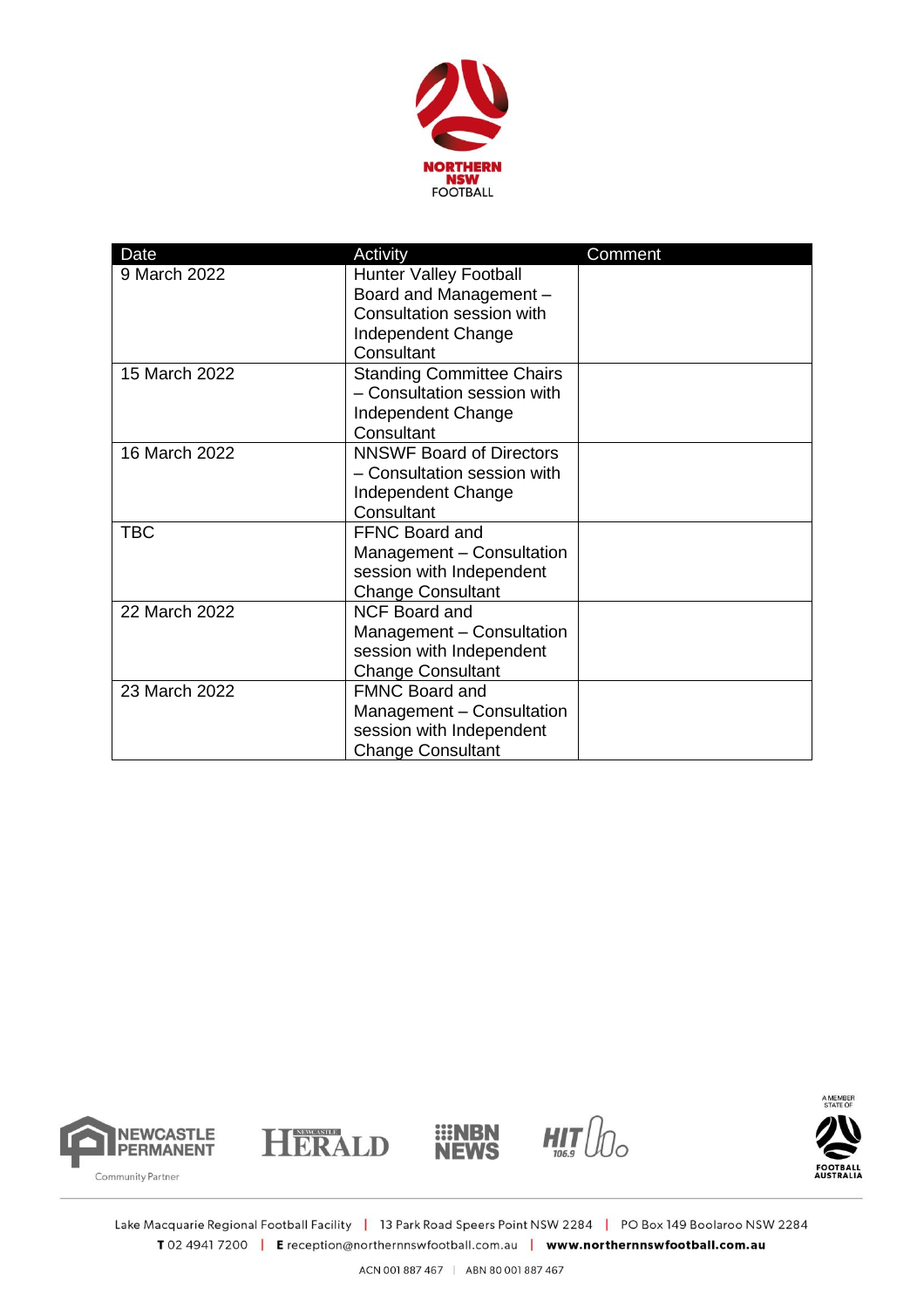| Date | Activity | Comment |
|---|---|---|
| 9 March 2022 | Hunter Valley Football Board and Management – Consultation session with Independent Change Consultant | |
| 15 March 2022 | Standing Committee Chairs – Consultation session with Independent Change Consultant | |
| 16 March 2022 | NNSWF Board of Directors – Consultation session with Independent Change Consultant | |
| TBC | FFNC Board and Management – Consultation session with Independent Change Consultant | |
| 22 March 2022 | NCF Board and Management – Consultation session with Independent Change Consultant | |
| 23 March 2022 | FMNC Board and Management – Consultation session with Independent Change Consultant | |